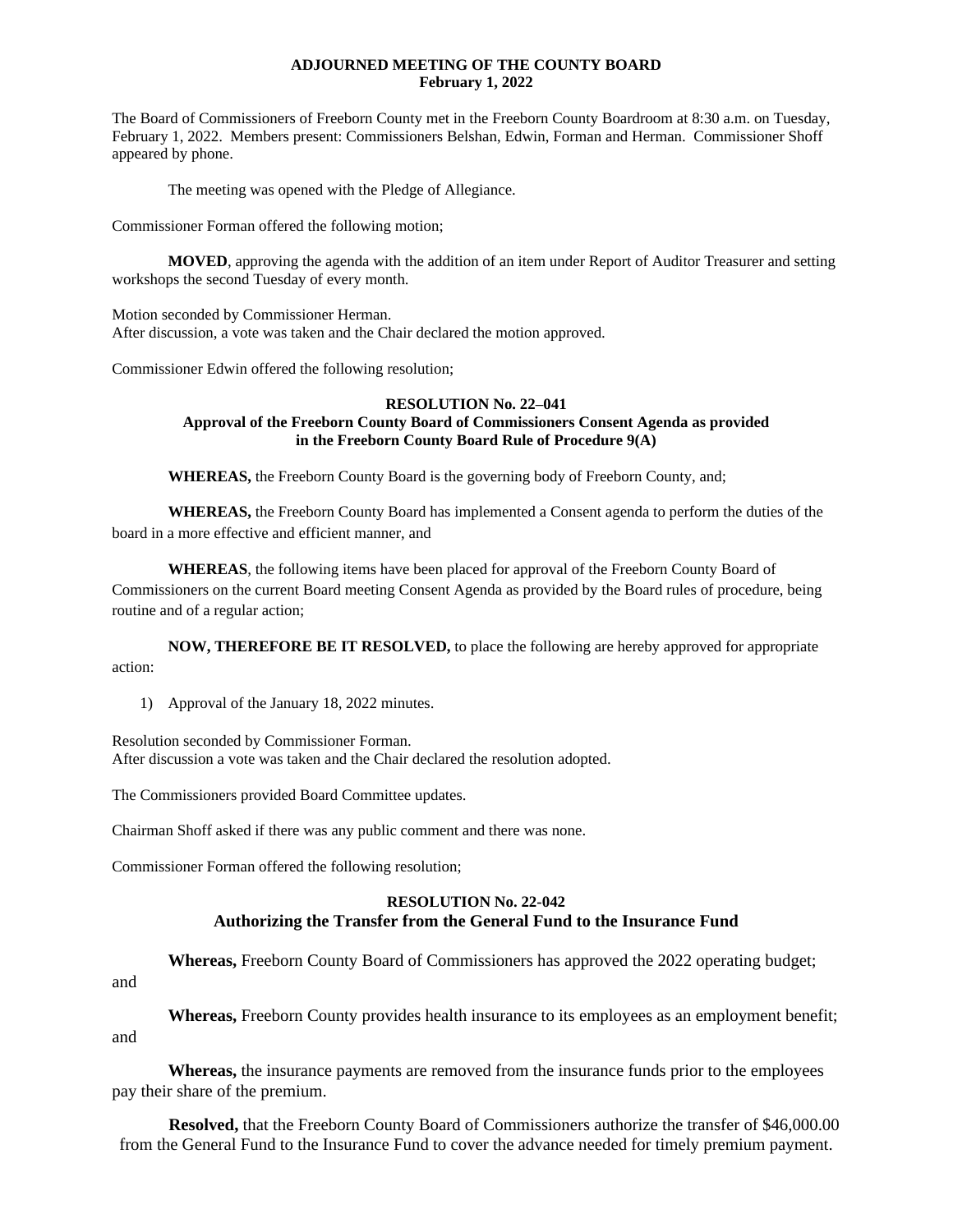# ADJOURNED MEETING OF THE COUNTY BOARD
## February 1, 2022

The Board of Commissioners of Freeborn County met in the Freeborn County Boardroom at 8:30 a.m. on Tuesday, February 1, 2022. Members present: Commissioners Belshan, Edwin, Forman and Herman. Commissioner Shoff appeared by phone.

The meeting was opened with the Pledge of Allegiance.

Commissioner Forman offered the following motion;

**MOVED**, approving the agenda with the addition of an item under Report of Auditor Treasurer and setting workshops the second Tuesday of every month.

Motion seconded by Commissioner Herman.
After discussion, a vote was taken and the Chair declared the motion approved.

Commissioner Edwin offered the following resolution;

### RESOLUTION No. 22–041
### Approval of the Freeborn County Board of Commissioners Consent Agenda as provided in the Freeborn County Board Rule of Procedure 9(A)

**WHEREAS,** the Freeborn County Board is the governing body of Freeborn County, and;

**WHEREAS,** the Freeborn County Board has implemented a Consent agenda to perform the duties of the board in a more effective and efficient manner, and

**WHEREAS**, the following items have been placed for approval of the Freeborn County Board of Commissioners on the current Board meeting Consent Agenda as provided by the Board rules of procedure, being routine and of a regular action;

**NOW, THEREFORE BE IT RESOLVED,** to place the following are hereby approved for appropriate action:

1) Approval of the January 18, 2022 minutes.

Resolution seconded by Commissioner Forman.
After discussion a vote was taken and the Chair declared the resolution adopted.

The Commissioners provided Board Committee updates.

Chairman Shoff asked if there was any public comment and there was none.

Commissioner Forman offered the following resolution;

### RESOLUTION No. 22-042
### Authorizing the Transfer from the General Fund to the Insurance Fund

**Whereas,** Freeborn County Board of Commissioners has approved the 2022 operating budget; and

**Whereas,** Freeborn County provides health insurance to its employees as an employment benefit; and

**Whereas,** the insurance payments are removed from the insurance funds prior to the employees pay their share of the premium.

**Resolved,** that the Freeborn County Board of Commissioners authorize the transfer of $46,000.00 from the General Fund to the Insurance Fund to cover the advance needed for timely premium payment.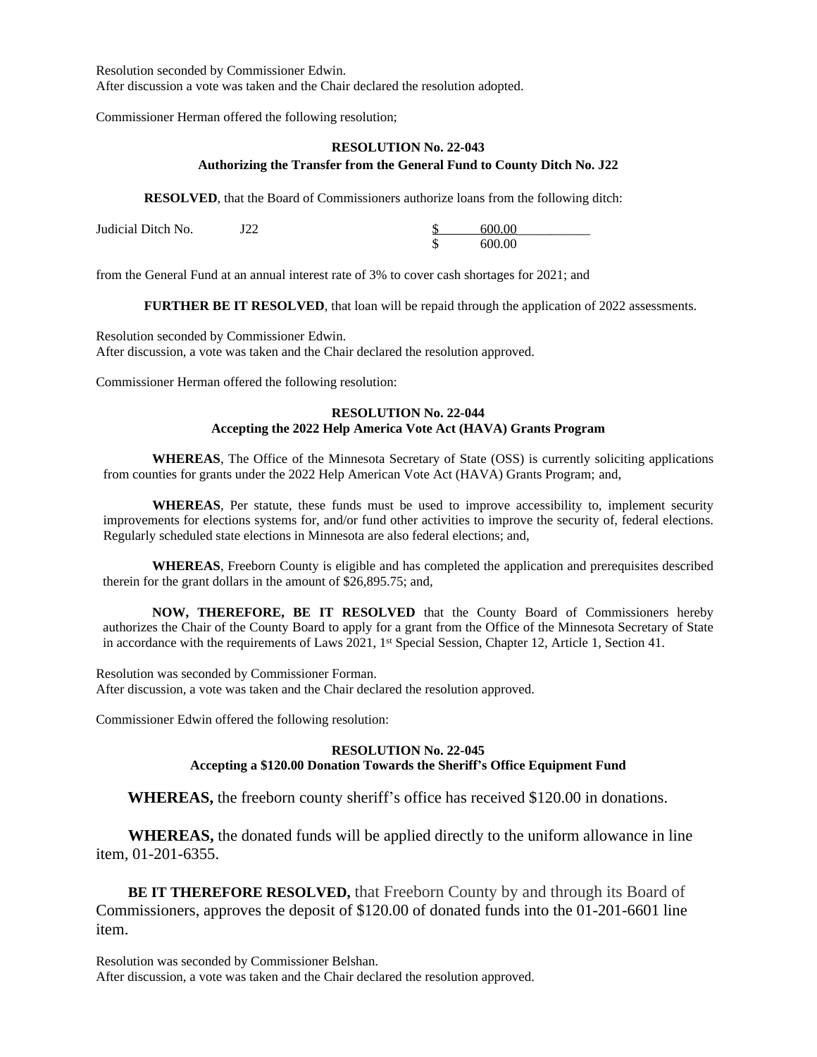Resolution seconded by Commissioner Edwin.
After discussion a vote was taken and the Chair declared the resolution adopted.

Commissioner Herman offered the following resolution;

**RESOLUTION No. 22-043**
**Authorizing the Transfer from the General Fund to County Ditch No. J22**

**RESOLVED**, that the Board of Commissioners authorize loans from the following ditch:

| | | |
|---|---|---|
| Judicial Ditch No. | J22 | $ 600.00 |
| | | $ 600.00 |

from the General Fund at an annual interest rate of 3% to cover cash shortages for 2021; and

**FURTHER BE IT RESOLVED**, that loan will be repaid through the application of 2022 assessments.

Resolution seconded by Commissioner Edwin.
After discussion, a vote was taken and the Chair declared the resolution approved.

Commissioner Herman offered the following resolution:

**RESOLUTION No. 22-044**
**Accepting the 2022 Help America Vote Act (HAVA) Grants Program**

**WHEREAS**, The Office of the Minnesota Secretary of State (OSS) is currently soliciting applications from counties for grants under the 2022 Help American Vote Act (HAVA) Grants Program; and,

**WHEREAS**, Per statute, these funds must be used to improve accessibility to, implement security improvements for elections systems for, and/or fund other activities to improve the security of, federal elections. Regularly scheduled state elections in Minnesota are also federal elections; and,

**WHEREAS**, Freeborn County is eligible and has completed the application and prerequisites described therein for the grant dollars in the amount of $26,895.75; and,

**NOW, THEREFORE, BE IT RESOLVED** that the County Board of Commissioners hereby authorizes the Chair of the County Board to apply for a grant from the Office of the Minnesota Secretary of State in accordance with the requirements of Laws 2021, 1st Special Session, Chapter 12, Article 1, Section 41.

Resolution was seconded by Commissioner Forman.
After discussion, a vote was taken and the Chair declared the resolution approved.

Commissioner Edwin offered the following resolution:

**RESOLUTION No. 22-045**
**Accepting a $120.00 Donation Towards the Sheriff's Office Equipment Fund**

**WHEREAS,** the freeborn county sheriff's office has received $120.00 in donations.

**WHEREAS,** the donated funds will be applied directly to the uniform allowance in line item, 01-201-6355.

**BE IT THEREFORE RESOLVED,** that Freeborn County by and through its Board of Commissioners, approves the deposit of $120.00 of donated funds into the 01-201-6601 line item.

Resolution was seconded by Commissioner Belshan.
After discussion, a vote was taken and the Chair declared the resolution approved.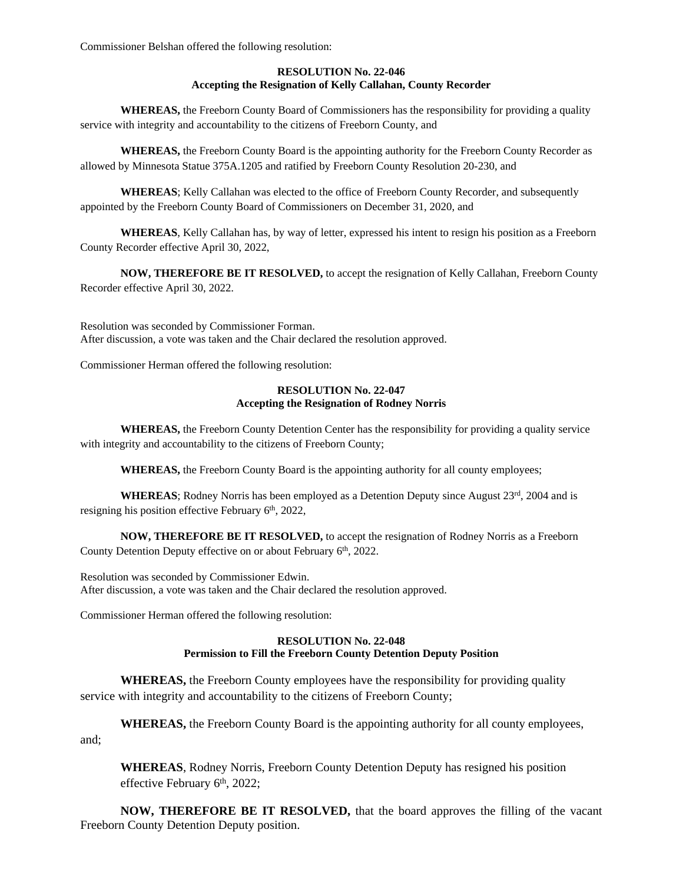Commissioner Belshan offered the following resolution:

**RESOLUTION No. 22-046**
**Accepting the Resignation of Kelly Callahan, County Recorder**

**WHEREAS,** the Freeborn County Board of Commissioners has the responsibility for providing a quality service with integrity and accountability to the citizens of Freeborn County, and

**WHEREAS,** the Freeborn County Board is the appointing authority for the Freeborn County Recorder as allowed by Minnesota Statue 375A.1205 and ratified by Freeborn County Resolution 20-230, and

**WHEREAS**; Kelly Callahan was elected to the office of Freeborn County Recorder, and subsequently appointed by the Freeborn County Board of Commissioners on December 31, 2020, and

**WHEREAS**, Kelly Callahan has, by way of letter, expressed his intent to resign his position as a Freeborn County Recorder effective April 30, 2022,

**NOW, THEREFORE BE IT RESOLVED,** to accept the resignation of Kelly Callahan, Freeborn County Recorder effective April 30, 2022.

Resolution was seconded by Commissioner Forman.
After discussion, a vote was taken and the Chair declared the resolution approved.

Commissioner Herman offered the following resolution:

**RESOLUTION No. 22-047**
**Accepting the Resignation of Rodney Norris**

**WHEREAS,** the Freeborn County Detention Center has the responsibility for providing a quality service with integrity and accountability to the citizens of Freeborn County;

**WHEREAS,** the Freeborn County Board is the appointing authority for all county employees;

**WHEREAS**; Rodney Norris has been employed as a Detention Deputy since August 23rd, 2004 and is resigning his position effective February 6th, 2022,

**NOW, THEREFORE BE IT RESOLVED,** to accept the resignation of Rodney Norris as a Freeborn County Detention Deputy effective on or about February 6th, 2022.

Resolution was seconded by Commissioner Edwin.
After discussion, a vote was taken and the Chair declared the resolution approved.

Commissioner Herman offered the following resolution:

**RESOLUTION No. 22-048**
**Permission to Fill the Freeborn County Detention Deputy Position**

**WHEREAS,** the Freeborn County employees have the responsibility for providing quality service with integrity and accountability to the citizens of Freeborn County;

**WHEREAS,** the Freeborn County Board is the appointing authority for all county employees, and;

**WHEREAS**, Rodney Norris, Freeborn County Detention Deputy has resigned his position effective February 6th, 2022;

**NOW, THEREFORE BE IT RESOLVED,** that the board approves the filling of the vacant Freeborn County Detention Deputy position.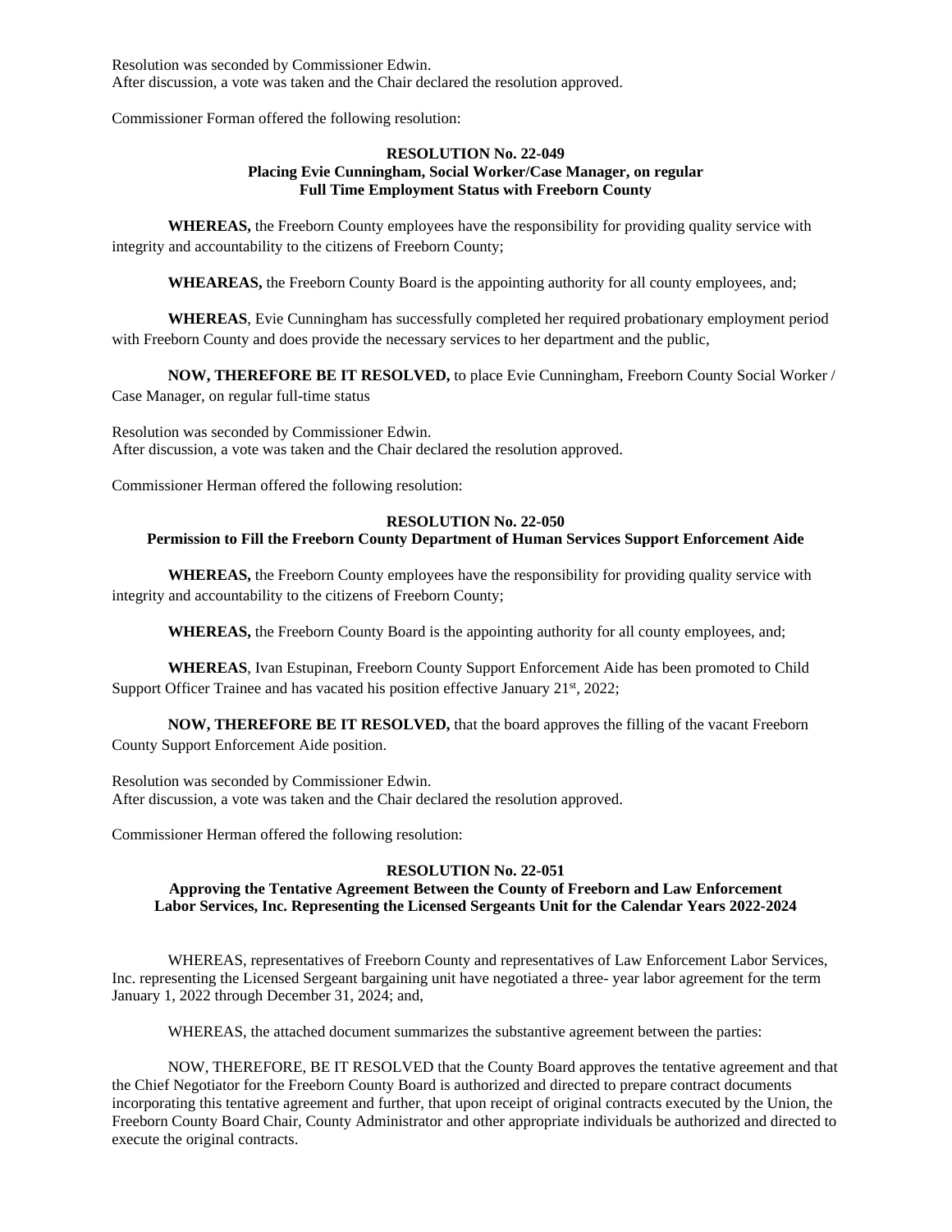Resolution was seconded by Commissioner Edwin.
After discussion, a vote was taken and the Chair declared the resolution approved.

Commissioner Forman offered the following resolution:

**RESOLUTION No. 22-049**
**Placing Evie Cunningham, Social Worker/Case Manager, on regular Full Time Employment Status with Freeborn County**

**WHEREAS,** the Freeborn County employees have the responsibility for providing quality service with integrity and accountability to the citizens of Freeborn County;

**WHEAREAS,** the Freeborn County Board is the appointing authority for all county employees, and;

**WHEREAS**, Evie Cunningham has successfully completed her required probationary employment period with Freeborn County and does provide the necessary services to her department and the public,

**NOW, THEREFORE BE IT RESOLVED,** to place Evie Cunningham, Freeborn County Social Worker / Case Manager, on regular full-time status

Resolution was seconded by Commissioner Edwin.
After discussion, a vote was taken and the Chair declared the resolution approved.

Commissioner Herman offered the following resolution:

**RESOLUTION No. 22-050**
**Permission to Fill the Freeborn County Department of Human Services Support Enforcement Aide**

**WHEREAS,** the Freeborn County employees have the responsibility for providing quality service with integrity and accountability to the citizens of Freeborn County;

**WHEREAS,** the Freeborn County Board is the appointing authority for all county employees, and;

**WHEREAS**, Ivan Estupinan, Freeborn County Support Enforcement Aide has been promoted to Child Support Officer Trainee and has vacated his position effective January 21st, 2022;

**NOW, THEREFORE BE IT RESOLVED,** that the board approves the filling of the vacant Freeborn County Support Enforcement Aide position.

Resolution was seconded by Commissioner Edwin.
After discussion, a vote was taken and the Chair declared the resolution approved.

Commissioner Herman offered the following resolution:

**RESOLUTION No. 22-051**
**Approving the Tentative Agreement Between the County of Freeborn and Law Enforcement Labor Services, Inc. Representing the Licensed Sergeants Unit for the Calendar Years 2022-2024**

WHEREAS, representatives of Freeborn County and representatives of Law Enforcement Labor Services, Inc. representing the Licensed Sergeant bargaining unit have negotiated a three- year labor agreement for the term January 1, 2022 through December 31, 2024; and,

WHEREAS, the attached document summarizes the substantive agreement between the parties:

NOW, THEREFORE, BE IT RESOLVED that the County Board approves the tentative agreement and that the Chief Negotiator for the Freeborn County Board is authorized and directed to prepare contract documents incorporating this tentative agreement and further, that upon receipt of original contracts executed by the Union, the Freeborn County Board Chair, County Administrator and other appropriate individuals be authorized and directed to execute the original contracts.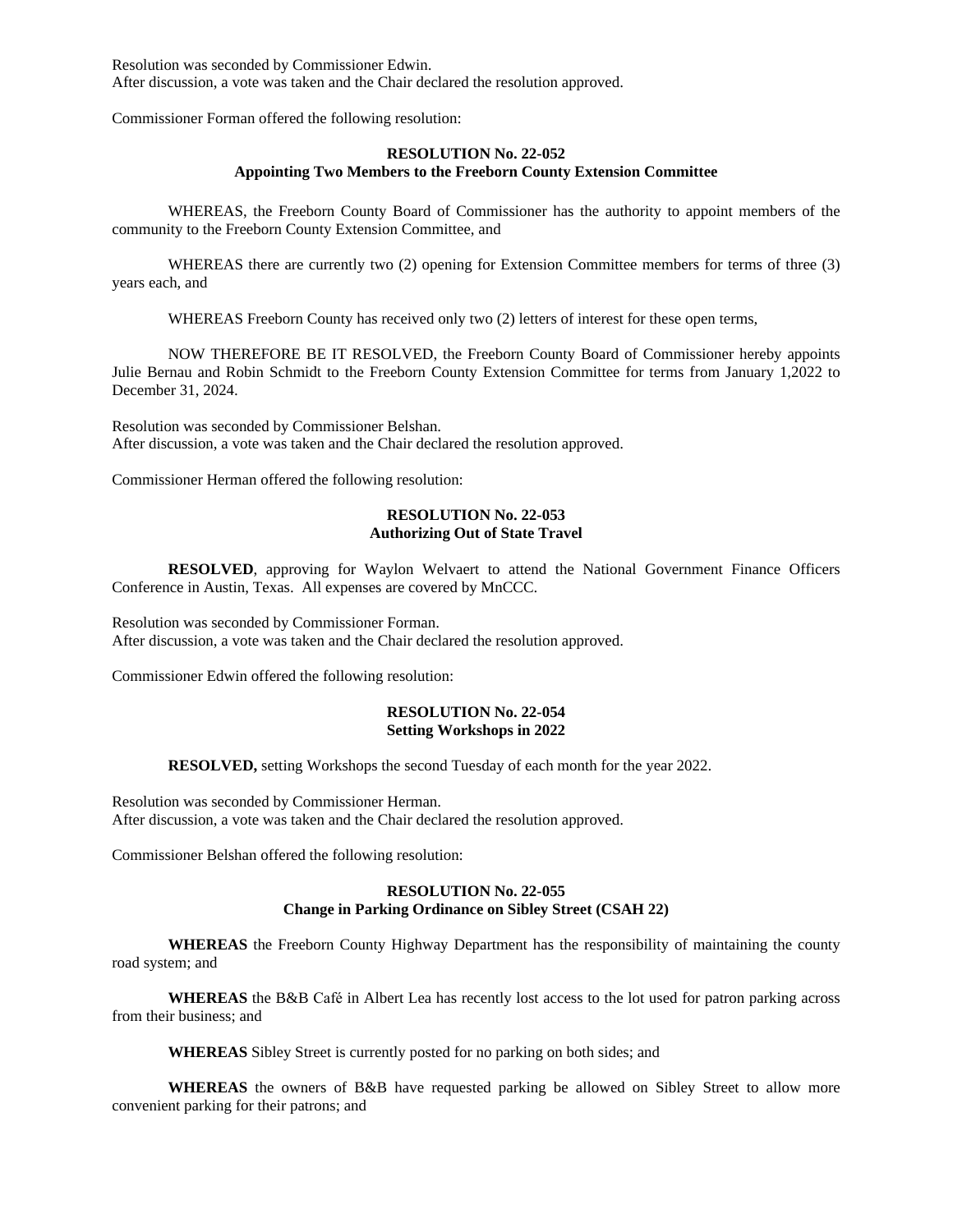Resolution was seconded by Commissioner Edwin.
After discussion, a vote was taken and the Chair declared the resolution approved.

Commissioner Forman offered the following resolution:

**RESOLUTION No. 22-052**
**Appointing Two Members to the Freeborn County Extension Committee**

WHEREAS, the Freeborn County Board of Commissioner has the authority to appoint members of the community to the Freeborn County Extension Committee, and

WHEREAS there are currently two (2) opening for Extension Committee members for terms of three (3) years each, and

WHEREAS Freeborn County has received only two (2) letters of interest for these open terms,

NOW THEREFORE BE IT RESOLVED, the Freeborn County Board of Commissioner hereby appoints Julie Bernau and Robin Schmidt to the Freeborn County Extension Committee for terms from January 1,2022 to December 31, 2024.

Resolution was seconded by Commissioner Belshan.
After discussion, a vote was taken and the Chair declared the resolution approved.

Commissioner Herman offered the following resolution:

**RESOLUTION No. 22-053**
**Authorizing Out of State Travel**

**RESOLVED**, approving for Waylon Welvaert to attend the National Government Finance Officers Conference in Austin, Texas. All expenses are covered by MnCCC.

Resolution was seconded by Commissioner Forman.
After discussion, a vote was taken and the Chair declared the resolution approved.

Commissioner Edwin offered the following resolution:

**RESOLUTION No. 22-054**
**Setting Workshops in 2022**

**RESOLVED,** setting Workshops the second Tuesday of each month for the year 2022.

Resolution was seconded by Commissioner Herman.
After discussion, a vote was taken and the Chair declared the resolution approved.

Commissioner Belshan offered the following resolution:

**RESOLUTION No. 22-055**
**Change in Parking Ordinance on Sibley Street (CSAH 22)**

**WHEREAS** the Freeborn County Highway Department has the responsibility of maintaining the county road system; and

**WHEREAS** the B&B Café in Albert Lea has recently lost access to the lot used for patron parking across from their business; and

**WHEREAS** Sibley Street is currently posted for no parking on both sides; and

**WHEREAS** the owners of B&B have requested parking be allowed on Sibley Street to allow more convenient parking for their patrons; and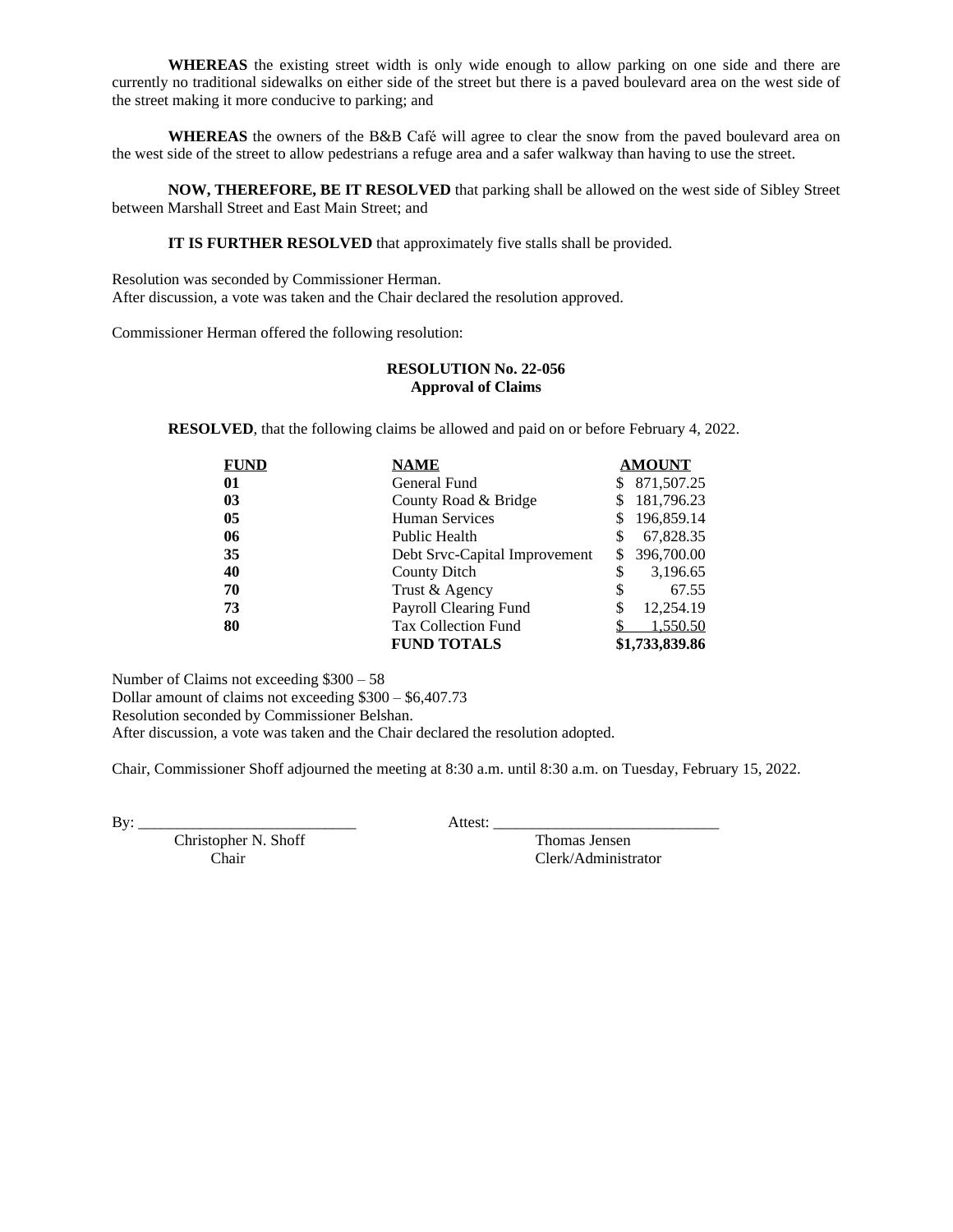**WHEREAS** the existing street width is only wide enough to allow parking on one side and there are currently no traditional sidewalks on either side of the street but there is a paved boulevard area on the west side of the street making it more conducive to parking; and

**WHEREAS** the owners of the B&B Café will agree to clear the snow from the paved boulevard area on the west side of the street to allow pedestrians a refuge area and a safer walkway than having to use the street.

**NOW, THEREFORE, BE IT RESOLVED** that parking shall be allowed on the west side of Sibley Street between Marshall Street and East Main Street; and

**IT IS FURTHER RESOLVED** that approximately five stalls shall be provided.

Resolution was seconded by Commissioner Herman.
After discussion, a vote was taken and the Chair declared the resolution approved.

Commissioner Herman offered the following resolution:

**RESOLUTION No. 22-056**
**Approval of Claims**

**RESOLVED**, that the following claims be allowed and paid on or before February 4, 2022.

| FUND | NAME | AMOUNT |
|---|---|---|
| **01** | General Fund | $ 871,507.25 |
| **03** | County Road & Bridge | $ 181,796.23 |
| **05** | Human Services | $ 196,859.14 |
| **06** | Public Health | $ 67,828.35 |
| **35** | Debt Srvc-Capital Improvement | $ 396,700.00 |
| **40** | County Ditch | $ 3,196.65 |
| **70** | Trust & Agency | $ 67.55 |
| **73** | Payroll Clearing Fund | $ 12,254.19 |
| **80** | Tax Collection Fund | $ 1,550.50 |
| | **FUND TOTALS** | **$1,733,839.86** |

Number of Claims not exceeding $300 – 58
Dollar amount of claims not exceeding $300 – $6,407.73
Resolution seconded by Commissioner Belshan.
After discussion, a vote was taken and the Chair declared the resolution adopted.

Chair, Commissioner Shoff adjourned the meeting at 8:30 a.m. until 8:30 a.m. on Tuesday, February 15, 2022.

By: ____________________________ Attest: ______________________________

Christopher N. Shoff, Chair

Thomas Jensen, Clerk/Administrator